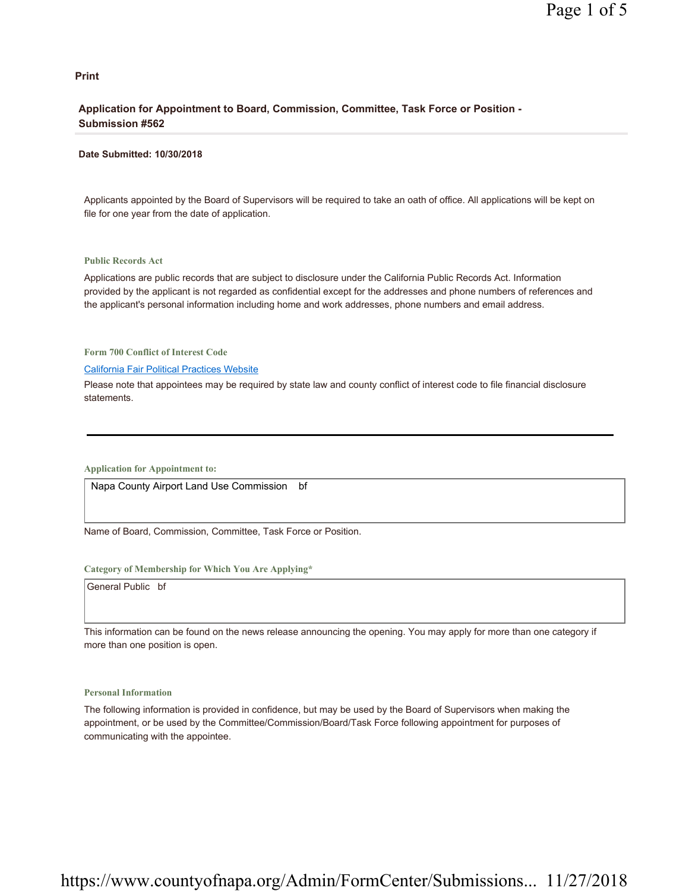**Print**

## Application for Appointment to Board, Commission, Committee, Task Force or Position - Submission #562

**Date Submitted: 10/30/2018**

Applicants appointed by the Board of Supervisors will be required to take an oath of office. All applications will be kept on file for one year from the date of application.

### Public Records Act

Applications are public records that are subject to disclosure under the California Public Records Act. Information provided by the applicant is not regarded as confidential except for the addresses and phone numbers of references and the applicant's personal information including home and work addresses, phone numbers and email address.

### Form 700 Conflict of Interest Code

[California Fair Political Practices Website]

Please note that appointees may be required by state law and county conflict of interest code to file financial disclosure statements.

---

### Application for Appointment to:

Napa County Airport Land Use Commission    bf

Name of Board, Commission, Committee, Task Force or Position.

### Category of Membership for Which You Are Applying*

General Public   bf

This information can be found on the news release announcing the opening. You may apply for more than one category if more than one position is open.

### Personal Information

The following information is provided in confidence, but may be used by the Board of Supervisors when making the appointment, or be used by the Committee/Commission/Board/Task Force following appointment for purposes of communicating with the appointee.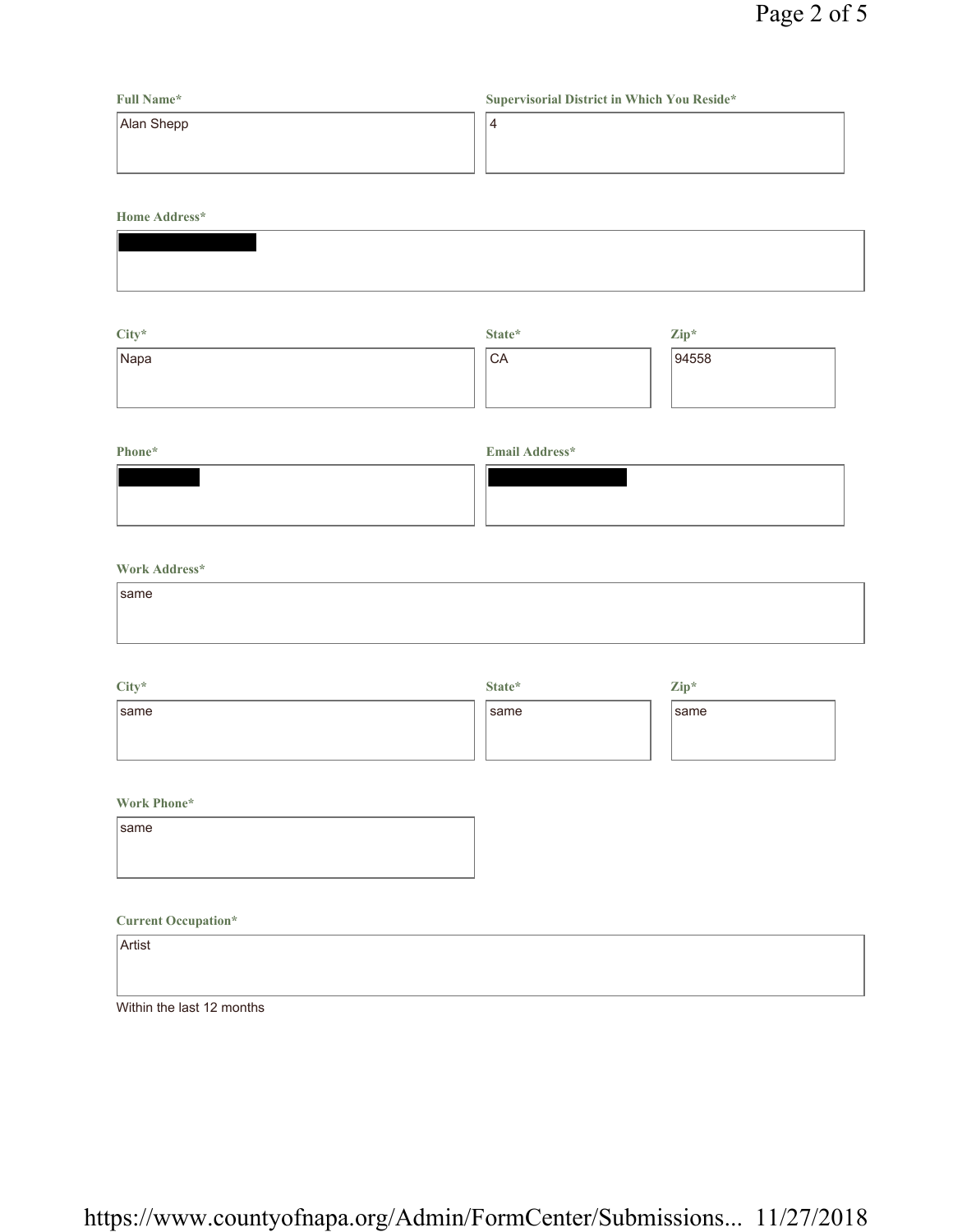**Full Name***

Alan Shepp

**Supervisorial District in Which You Reside***

4

**Home Address***

[REDACTED]

**City***

Napa

**State***

CA

**Zip***

94558

**Phone***

[REDACTED]

**Email Address***

[REDACTED]

**Work Address***

same

**City***

same

**State***

same

**Zip***

same

**Work Phone***

same

**Current Occupation***

Artist

Within the last 12 months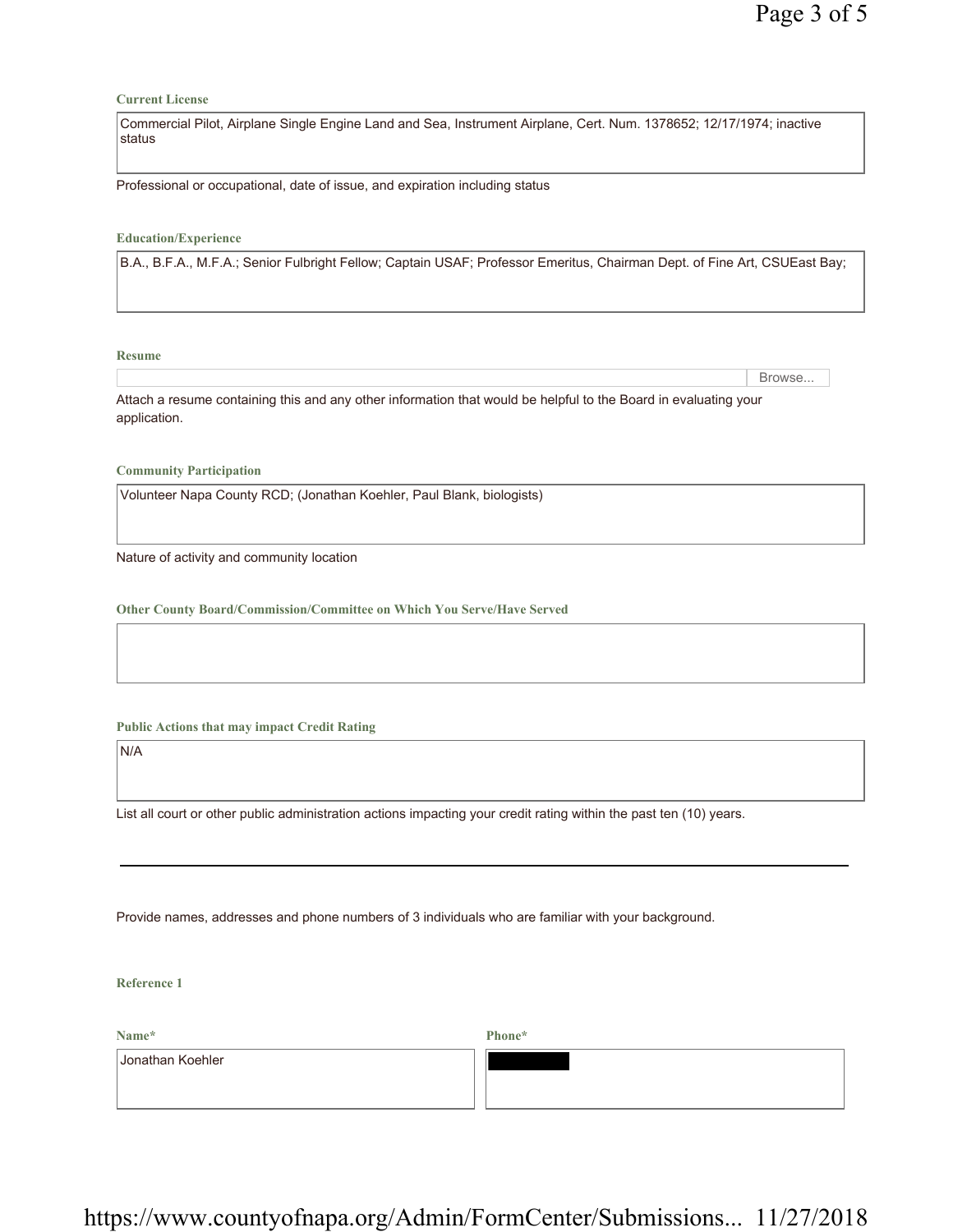**Current License**

Commercial Pilot, Airplane Single Engine Land and Sea, Instrument Airplane, Cert. Num. 1378652; 12/17/1974; inactive status

Professional or occupational, date of issue, and expiration including status

**Education/Experience**

B.A., B.F.A., M.F.A.; Senior Fulbright Fellow; Captain USAF; Professor Emeritus, Chairman Dept. of Fine Art, CSUEast Bay;

**Resume**

Browse...

Attach a resume containing this and any other information that would be helpful to the Board in evaluating your application.

**Community Participation**

Volunteer Napa County RCD; (Jonathan Koehler, Paul Blank, biologists)

Nature of activity and community location

**Other County Board/Commission/Committee on Which You Serve/Have Served**

**Public Actions that may impact Credit Rating**

N/A

List all court or other public administration actions impacting your credit rating within the past ten (10) years.

---

Provide names, addresses and phone numbers of 3 individuals who are familiar with your background.

**Reference 1**

| Name* | Phone* |
| --- | --- |
| Jonathan Koehler | [REDACTED] |

https://www.countyofnapa.org/Admin/FormCenter/Submissions... 11/27/2018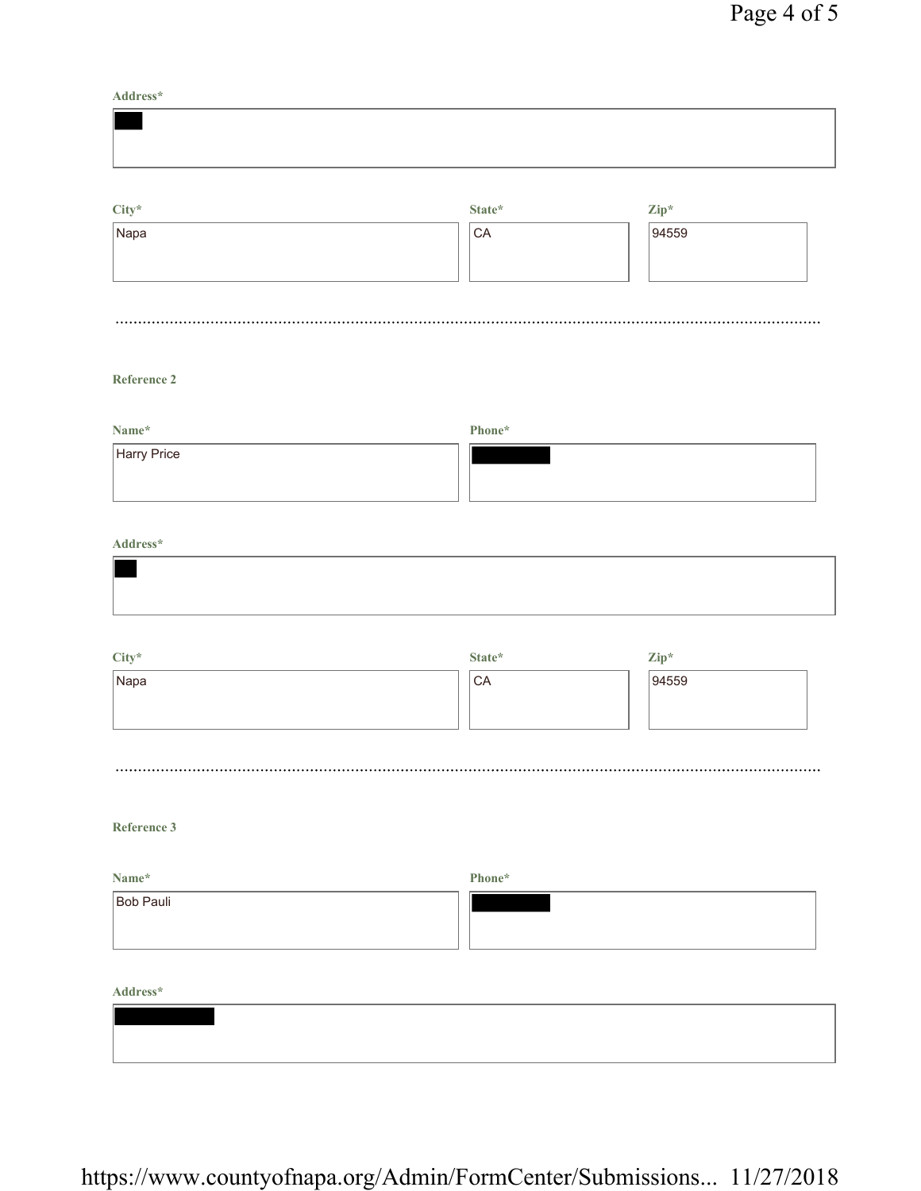**Address***

[REDACTED]

**City***

Napa

**State***

CA

**Zip***

94559

---

**Reference 2**

**Name***

Harry Price

**Phone***

[REDACTED]

**Address***

[REDACTED]

**City***

Napa

**State***

CA

**Zip***

94559

---

**Reference 3**

**Name***

Bob Pauli

**Phone***

[REDACTED]

**Address***

[REDACTED]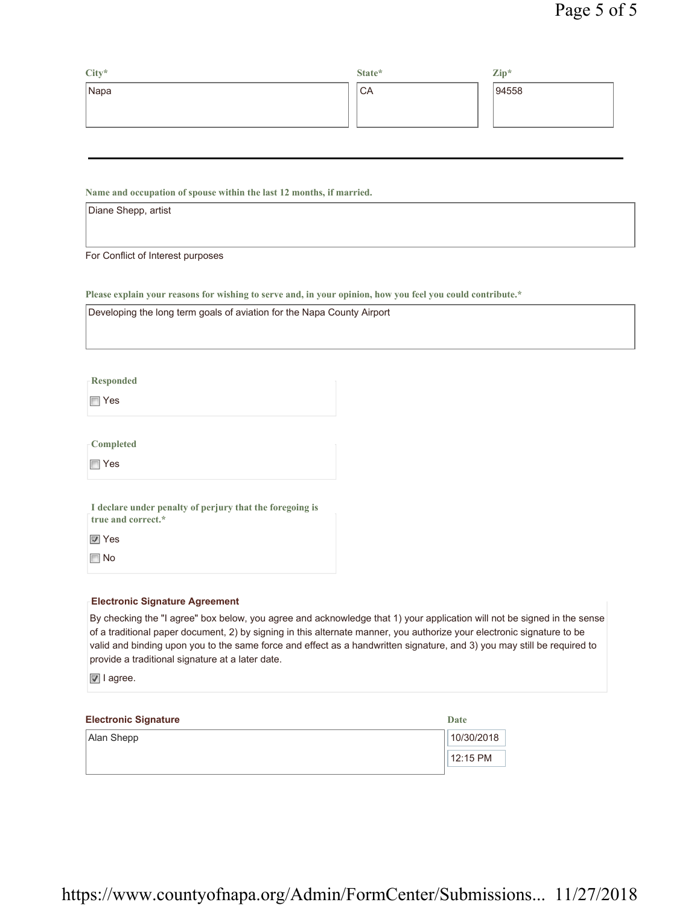| City* | State* | Zip* |
|---|---|---|
| Napa | CA | 94558 |

---

**Name and occupation of spouse within the last 12 months, if married.**

Diane Shepp, artist

For Conflict of Interest purposes

**Please explain your reasons for wishing to serve and, in your opinion, how you feel you could contribute.***

Developing the long term goals of aviation for the Napa County Airport

**Responded**

- [ ] Yes

**Completed**

- [ ] Yes

**I declare under penalty of perjury that the foregoing is true and correct.***

- [x] Yes
- [ ] No

**Electronic Signature Agreement**

By checking the "I agree" box below, you agree and acknowledge that 1) your application will not be signed in the sense of a traditional paper document, 2) by signing in this alternate manner, you authorize your electronic signature to be valid and binding upon you to the same force and effect as a handwritten signature, and 3) you may still be required to provide a traditional signature at a later date.

- [x] I agree.

| Electronic Signature | Date |
|---|---|
| Alan Shepp | 10/30/2018 12:15 PM |